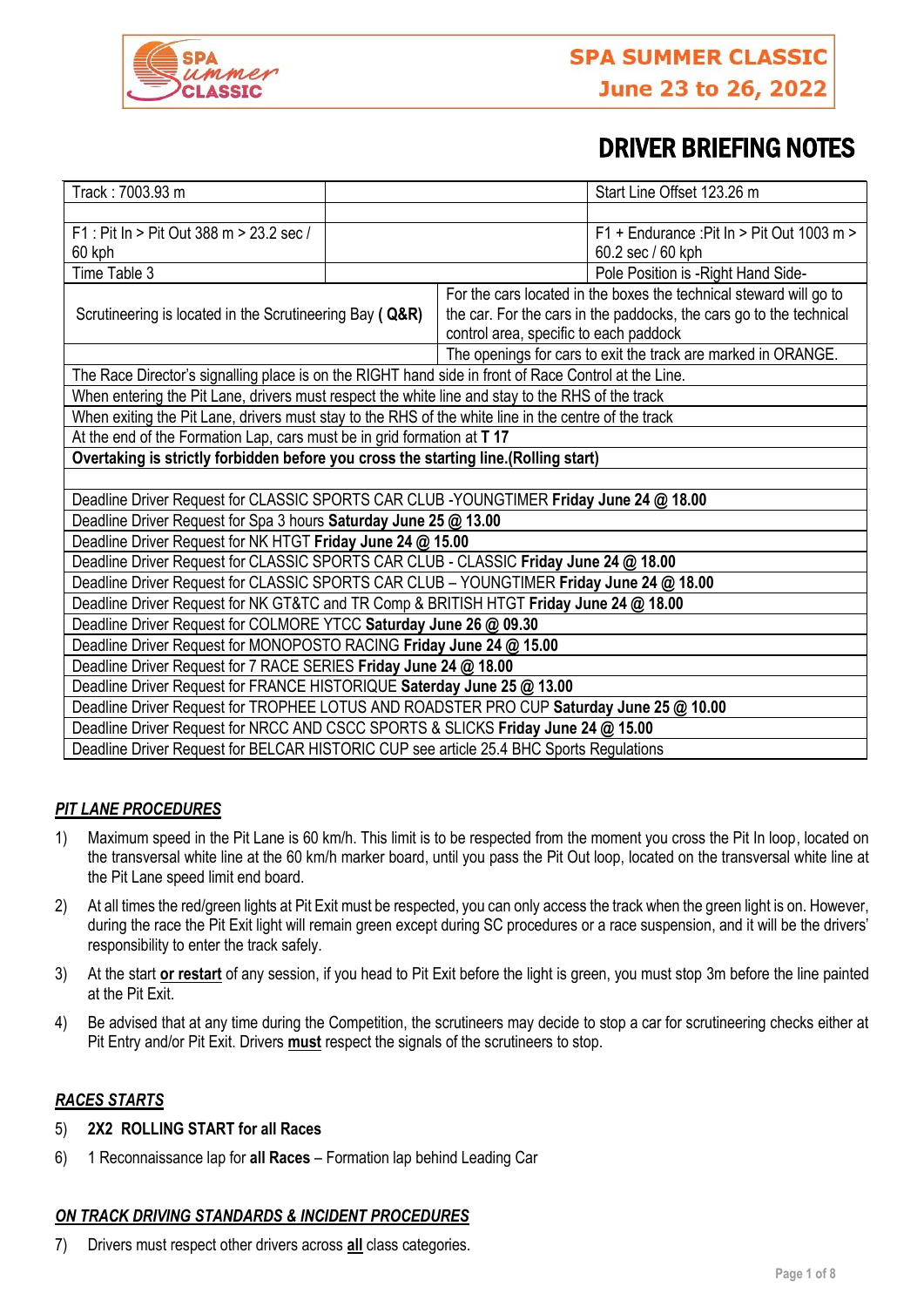SPA SUMMER CLASSIC
June 23 to 26, 2022

# DRIVER BRIEFING NOTES

| | | | |
|---|---|---|---|
| Track : 7003.93 m | | | Start Line Offset 123.26 m |
| | | | |
| F1 : Pit In > Pit Out 388 m > 23.2 sec / 60 kph | | | F1 + Endurance :Pit In > Pit Out 1003 m > 60.2 sec / 60 kph |
| Time Table 3 | | | Pole Position is -Right Hand Side- |
| Scrutineering is located in the Scrutineering Bay **( Q&R)** | | For the cars located in the boxes the technical steward will go to the car. For the cars in the paddocks, the cars go to the technical control area, specific to each paddock | |
| | | The openings for cars to exit the track are marked in ORANGE. | |
| The Race Director's signalling place is on the RIGHT hand side in front of Race Control at the Line. | | | |
| When entering the Pit Lane, drivers must respect the white line and stay to the RHS of the track | | | |
| When exiting the Pit Lane, drivers must stay to the RHS of the white line in the centre of the track | | | |
| At the end of the Formation Lap, cars must be in grid formation at **T 17** | | | |
| **Overtaking is strictly forbidden before you cross the starting line.(Rolling start)** | | | |
| | | | |
| Deadline Driver Request for CLASSIC SPORTS CAR CLUB -YOUNGTIMER **Friday June 24 @ 18.00** | | | |
| Deadline Driver Request for Spa 3 hours **Saturday June 25 @ 13.00** | | | |
| Deadline Driver Request for NK HTGT **Friday June 24 @ 15.00** | | | |
| Deadline Driver Request for CLASSIC SPORTS CAR CLUB - CLASSIC **Friday June 24 @ 18.00** | | | |
| Deadline Driver Request for CLASSIC SPORTS CAR CLUB – YOUNGTIMER **Friday June 24 @ 18.00** | | | |
| Deadline Driver Request for NK GT&TC and TR Comp & BRITISH HTGT **Friday June 24 @ 18.00** | | | |
| Deadline Driver Request for COLMORE YTCC **Saturday June 26 @ 09.30** | | | |
| Deadline Driver Request for MONOPOSTO RACING **Friday June 24 @ 15.00** | | | |
| Deadline Driver Request for 7 RACE SERIES **Friday June 24 @ 18.00** | | | |
| Deadline Driver Request for FRANCE HISTORIQUE **Saterday June 25 @ 13.00** | | | |
| Deadline Driver Request for TROPHEE LOTUS AND ROADSTER PRO CUP **Saturday June 25 @ 10.00** | | | |
| Deadline Driver Request for NRCC AND CSCC SPORTS & SLICKS **Friday June 24 @ 15.00** | | | |
| Deadline Driver Request for BELCAR HISTORIC CUP see article 25.4 BHC Sports Regulations | | | |

## *PIT LANE PROCEDURES*

1) Maximum speed in the Pit Lane is 60 km/h. This limit is to be respected from the moment you cross the Pit In loop, located on the transversal white line at the 60 km/h marker board, until you pass the Pit Out loop, located on the transversal white line at the Pit Lane speed limit end board.

2) At all times the red/green lights at Pit Exit must be respected, you can only access the track when the green light is on. However, during the race the Pit Exit light will remain green except during SC procedures or a race suspension, and it will be the drivers' responsibility to enter the track safely.

3) At the start **or restart** of any session, if you head to Pit Exit before the light is green, you must stop 3m before the line painted at the Pit Exit.

4) Be advised that at any time during the Competition, the scrutineers may decide to stop a car for scrutineering checks either at Pit Entry and/or Pit Exit. Drivers **must** respect the signals of the scrutineers to stop.

## *RACES STARTS*

5) **2X2 ROLLING START for all Races**

6) 1 Reconnaissance lap for **all Races** – Formation lap behind Leading Car

## *ON TRACK DRIVING STANDARDS & INCIDENT PROCEDURES*

7) Drivers must respect other drivers across **all** class categories.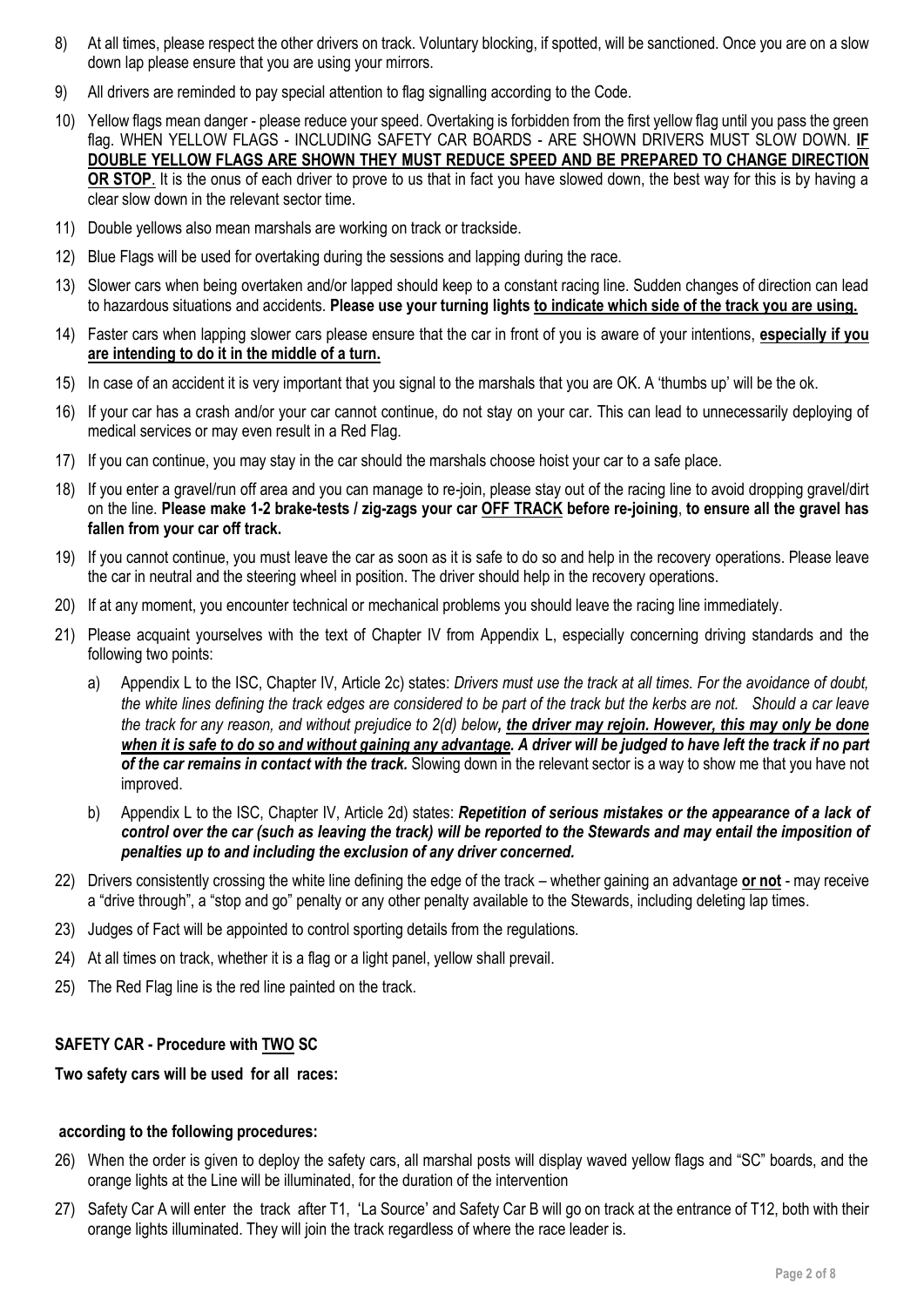8) At all times, please respect the other drivers on track. Voluntary blocking, if spotted, will be sanctioned. Once you are on a slow down lap please ensure that you are using your mirrors.

9) All drivers are reminded to pay special attention to flag signalling according to the Code.

10) Yellow flags mean danger - please reduce your speed. Overtaking is forbidden from the first yellow flag until you pass the green flag. WHEN YELLOW FLAGS - INCLUDING SAFETY CAR BOARDS - ARE SHOWN DRIVERS MUST SLOW DOWN. **IF DOUBLE YELLOW FLAGS ARE SHOWN THEY MUST REDUCE SPEED AND BE PREPARED TO CHANGE DIRECTION OR STOP**. It is the onus of each driver to prove to us that in fact you have slowed down, the best way for this is by having a clear slow down in the relevant sector time.

11) Double yellows also mean marshals are working on track or trackside.

12) Blue Flags will be used for overtaking during the sessions and lapping during the race.

13) Slower cars when being overtaken and/or lapped should keep to a constant racing line. Sudden changes of direction can lead to hazardous situations and accidents. **Please use your turning lights to indicate which side of the track you are using.**

14) Faster cars when lapping slower cars please ensure that the car in front of you is aware of your intentions, **especially if you are intending to do it in the middle of a turn.**

15) In case of an accident it is very important that you signal to the marshals that you are OK. A 'thumbs up' will be the ok.

16) If your car has a crash and/or your car cannot continue, do not stay on your car. This can lead to unnecessarily deploying of medical services or may even result in a Red Flag.

17) If you can continue, you may stay in the car should the marshals choose hoist your car to a safe place.

18) If you enter a gravel/run off area and you can manage to re-join, please stay out of the racing line to avoid dropping gravel/dirt on the line. **Please make 1-2 brake-tests / zig-zags your car OFF TRACK before re-joining**, **to ensure all the gravel has fallen from your car off track.**

19) If you cannot continue, you must leave the car as soon as it is safe to do so and help in the recovery operations. Please leave the car in neutral and the steering wheel in position. The driver should help in the recovery operations.

20) If at any moment, you encounter technical or mechanical problems you should leave the racing line immediately.

21) Please acquaint yourselves with the text of Chapter IV from Appendix L, especially concerning driving standards and the following two points:

    a) Appendix L to the ISC, Chapter IV, Article 2c) states: *Drivers must use the track at all times. For the avoidance of doubt, the white lines defining the track edges are considered to be part of the track but the kerbs are not. Should a car leave the track for any reason, and without prejudice to 2(d) below****, the driver may rejoin. However, this may only be done when it is safe to do so and without gaining any advantage. A driver will be judged to have left the track if no part of the car remains in contact with the track.*** Slowing down in the relevant sector is a way to show me that you have not improved.

    b) Appendix L to the ISC, Chapter IV, Article 2d) states: ***Repetition of serious mistakes or the appearance of a lack of control over the car (such as leaving the track) will be reported to the Stewards and may entail the imposition of penalties up to and including the exclusion of any driver concerned.***

22) Drivers consistently crossing the white line defining the edge of the track – whether gaining an advantage **or not** - may receive a "drive through", a "stop and go" penalty or any other penalty available to the Stewards, including deleting lap times.

23) Judges of Fact will be appointed to control sporting details from the regulations.

24) At all times on track, whether it is a flag or a light panel, yellow shall prevail.

25) The Red Flag line is the red line painted on the track.

**SAFETY CAR - Procedure with TWO SC**

**Two safety cars will be used for all races:**

**according to the following procedures:**

26) When the order is given to deploy the safety cars, all marshal posts will display waved yellow flags and "SC" boards, and the orange lights at the Line will be illuminated, for the duration of the intervention

27) Safety Car A will enter the track after T1, 'La Source' and Safety Car B will go on track at the entrance of T12, both with their orange lights illuminated. They will join the track regardless of where the race leader is.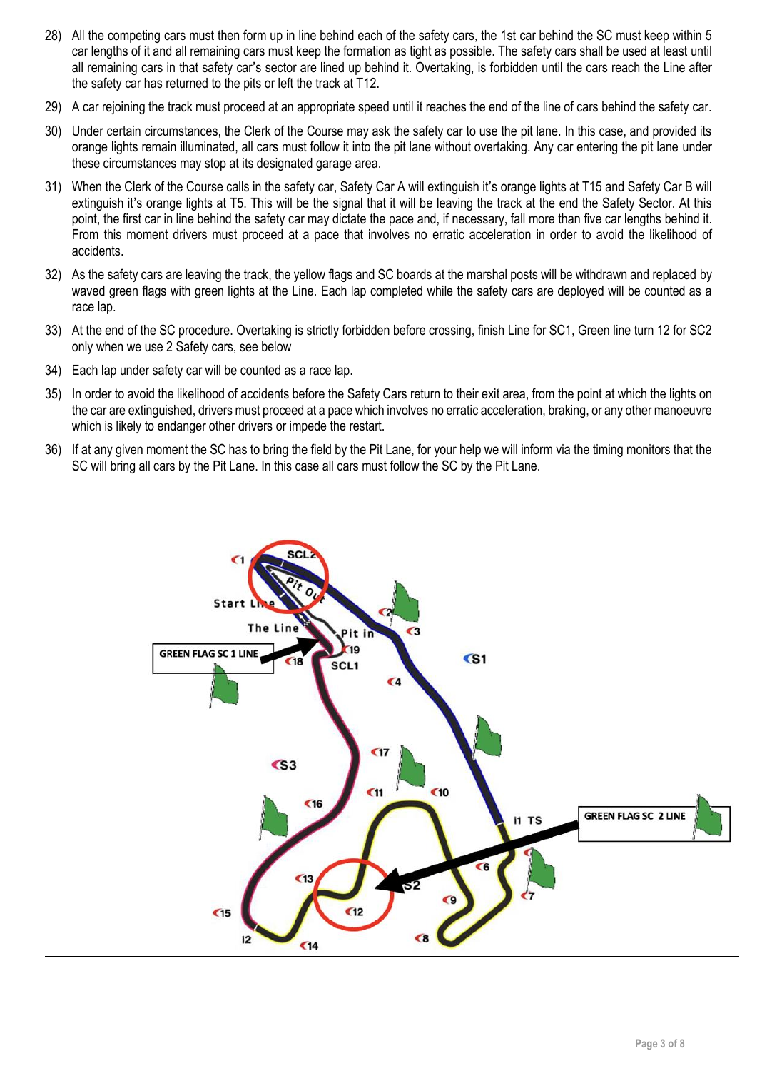28) All the competing cars must then form up in line behind each of the safety cars, the 1st car behind the SC must keep within 5 car lengths of it and all remaining cars must keep the formation as tight as possible. The safety cars shall be used at least until all remaining cars in that safety car's sector are lined up behind it. Overtaking, is forbidden until the cars reach the Line after the safety car has returned to the pits or left the track at T12.

29) A car rejoining the track must proceed at an appropriate speed until it reaches the end of the line of cars behind the safety car.

30) Under certain circumstances, the Clerk of the Course may ask the safety car to use the pit lane. In this case, and provided its orange lights remain illuminated, all cars must follow it into the pit lane without overtaking. Any car entering the pit lane under these circumstances may stop at its designated garage area.

31) When the Clerk of the Course calls in the safety car, Safety Car A will extinguish it's orange lights at T15 and Safety Car B will extinguish it's orange lights at T5. This will be the signal that it will be leaving the track at the end the Safety Sector. At this point, the first car in line behind the safety car may dictate the pace and, if necessary, fall more than five car lengths behind it. From this moment drivers must proceed at a pace that involves no erratic acceleration in order to avoid the likelihood of accidents.

32) As the safety cars are leaving the track, the yellow flags and SC boards at the marshal posts will be withdrawn and replaced by waved green flags with green lights at the Line. Each lap completed while the safety cars are deployed will be counted as a race lap.

33) At the end of the SC procedure. Overtaking is strictly forbidden before crossing, finish Line for SC1, Green line turn 12 for SC2 only when we use 2 Safety cars, see below

34) Each lap under safety car will be counted as a race lap.

35) In order to avoid the likelihood of accidents before the Safety Cars return to their exit area, from the point at which the lights on the car are extinguished, drivers must proceed at a pace which involves no erratic acceleration, braking, or any other manoeuvre which is likely to endanger other drivers or impede the restart.

36) If at any given moment the SC has to bring the field by the Pit Lane, for your help we will inform via the timing monitors that the SC will bring all cars by the Pit Lane. In this case all cars must follow the SC by the Pit Lane.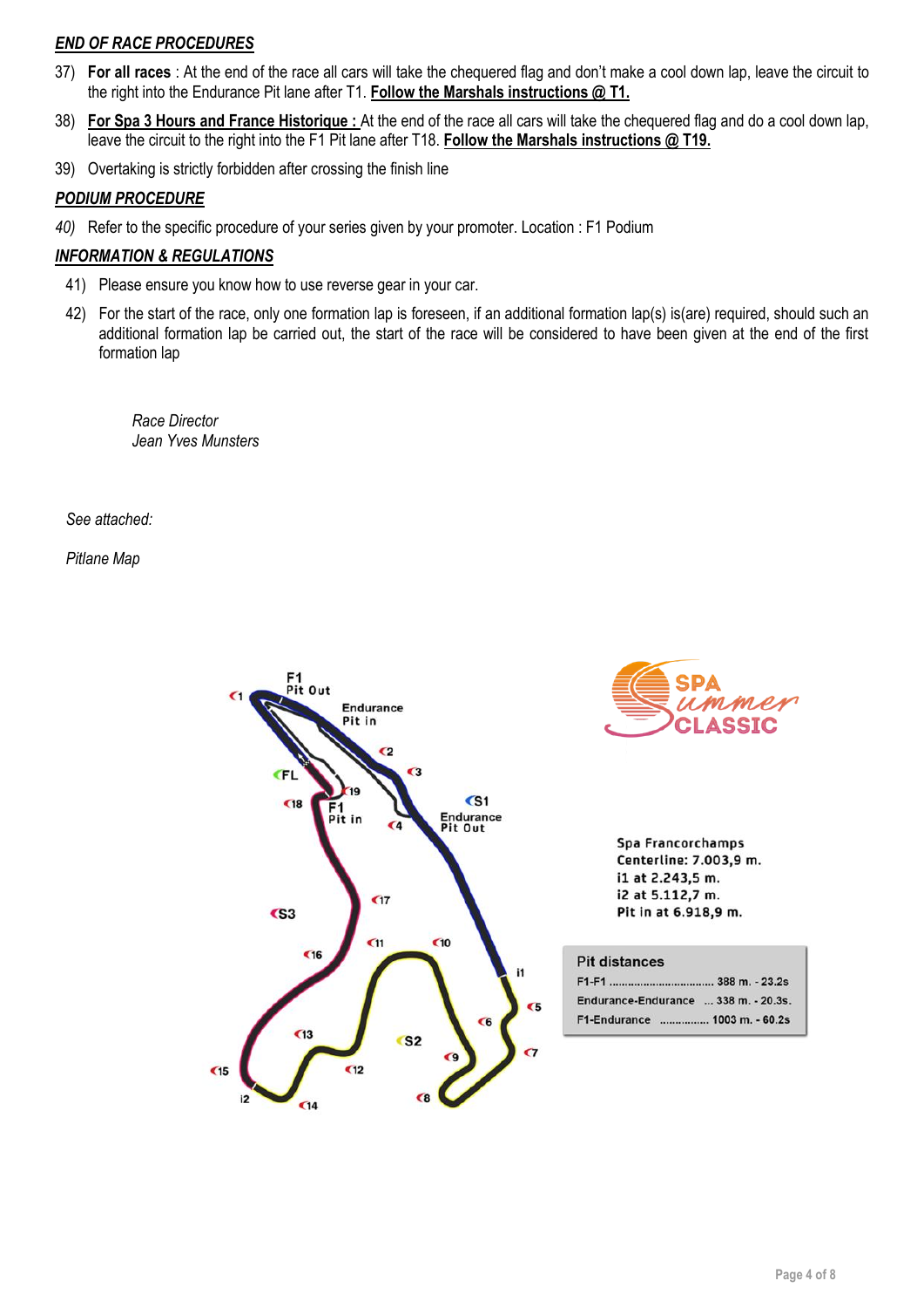***END OF RACE PROCEDURES***

37) **For all races** : At the end of the race all cars will take the chequered flag and don't make a cool down lap, leave the circuit to the right into the Endurance Pit lane after T1. **Follow the Marshals instructions @ T1.**

38) **For Spa 3 Hours and France Historique :** At the end of the race all cars will take the chequered flag and do a cool down lap, leave the circuit to the right into the F1 Pit lane after T18. **Follow the Marshals instructions @ T19.**

39) Overtaking is strictly forbidden after crossing the finish line

***PODIUM PROCEDURE***

*40)* Refer to the specific procedure of your series given by your promoter. Location : F1 Podium

***INFORMATION & REGULATIONS***

41) Please ensure you know how to use reverse gear in your car.

42) For the start of the race, only one formation lap is foreseen, if an additional formation lap(s) is(are) required, should such an additional formation lap be carried out, the start of the race will be considered to have been given at the end of the first formation lap

*Race Director*
*Jean Yves Munsters*

*See attached:*

*Pitlane Map*

F1 Pit Out

Endurance Pit in

F1 Pit in

Endurance Pit Out

SPA Summer CLASSIC

Spa Francorchamps
Centerline: 7.003,9 m.
i1 at 2.243,5 m.
i2 at 5.112,7 m.
Pit in at 6.918,9 m.

**Pit distances**

| | |
|---|---|
| F1-F1 | 388 m. - 23.2s |
| Endurance-Endurance | 338 m. - 20.3s. |
| F1-Endurance | 1003 m. - 60.2s |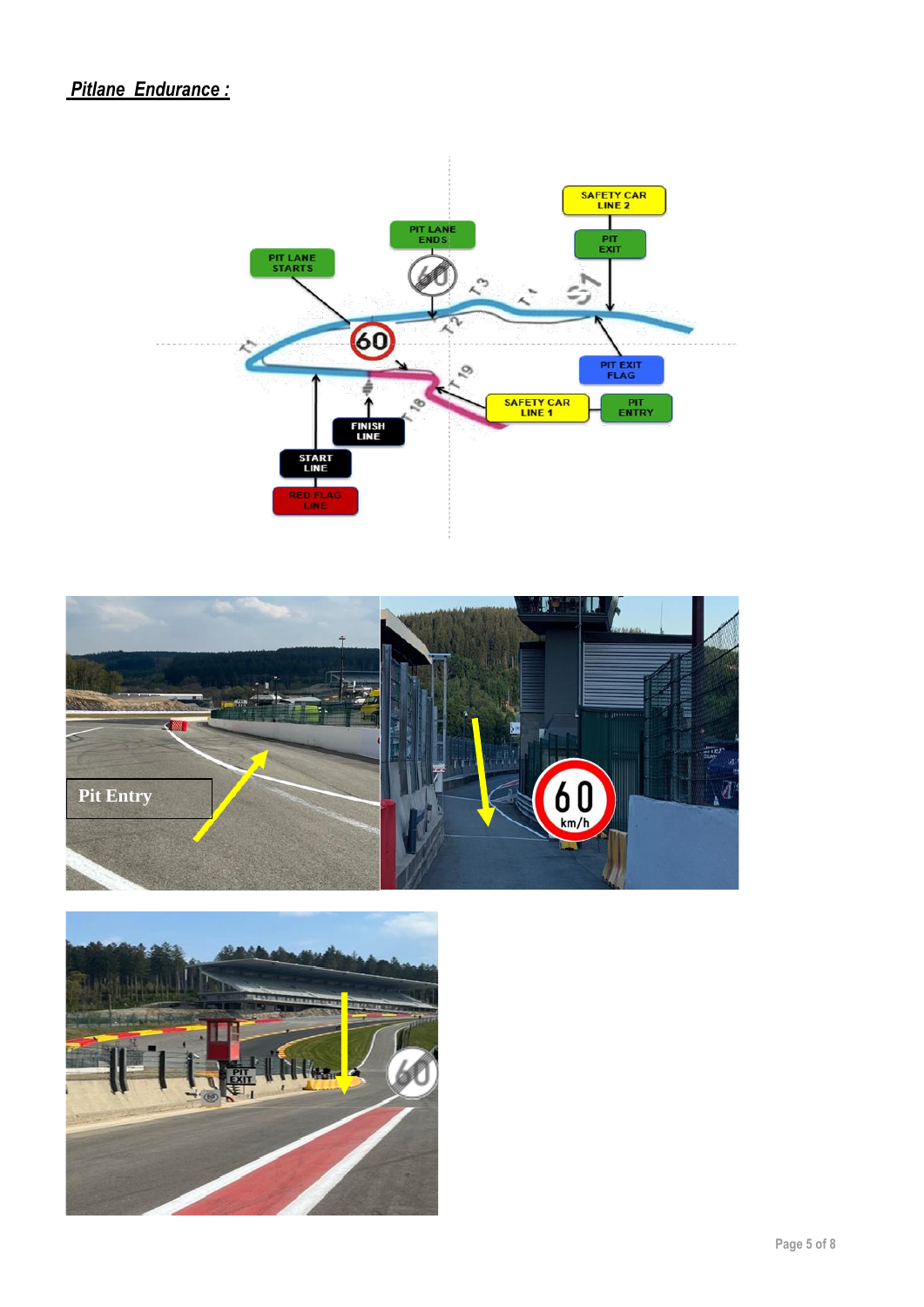***Pitlane Endurance :***

SAFETY CAR LINE 2

PIT LANE ENDS

PIT EXIT

PIT LANE STARTS

PIT EXIT FLAG

SAFETY CAR LINE 1

PIT ENTRY

FINISH LINE

START LINE

RED FLAG LINE

Pit Entry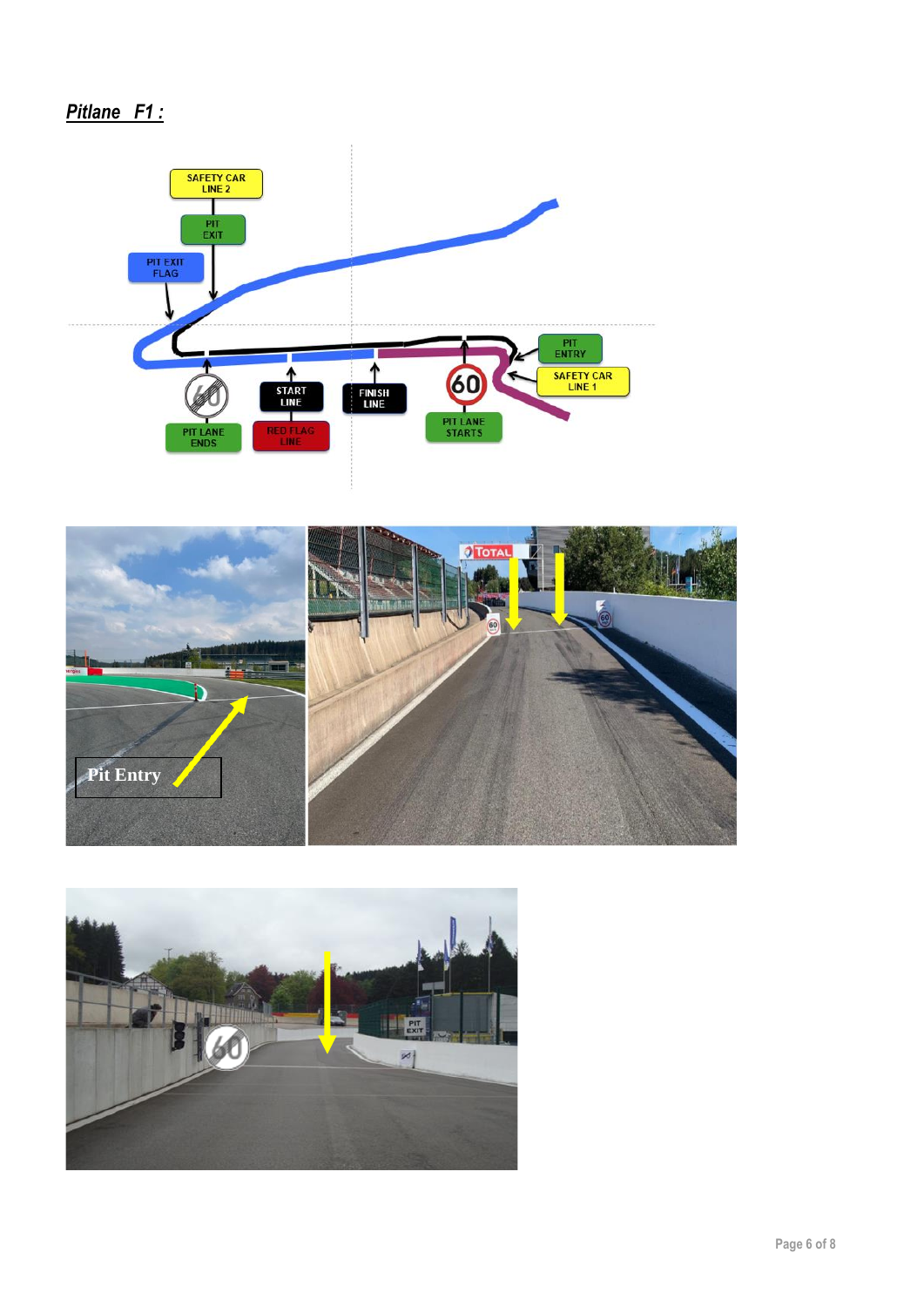***Pitlane F1 :***

SAFETY CAR LINE 2

PIT EXIT

PIT EXIT FLAG

PIT ENTRY

SAFETY CAR LINE 1

PIT LANE ENDS

START LINE

RED FLAG LINE

FINISH LINE

PIT LANE STARTS

Pit Entry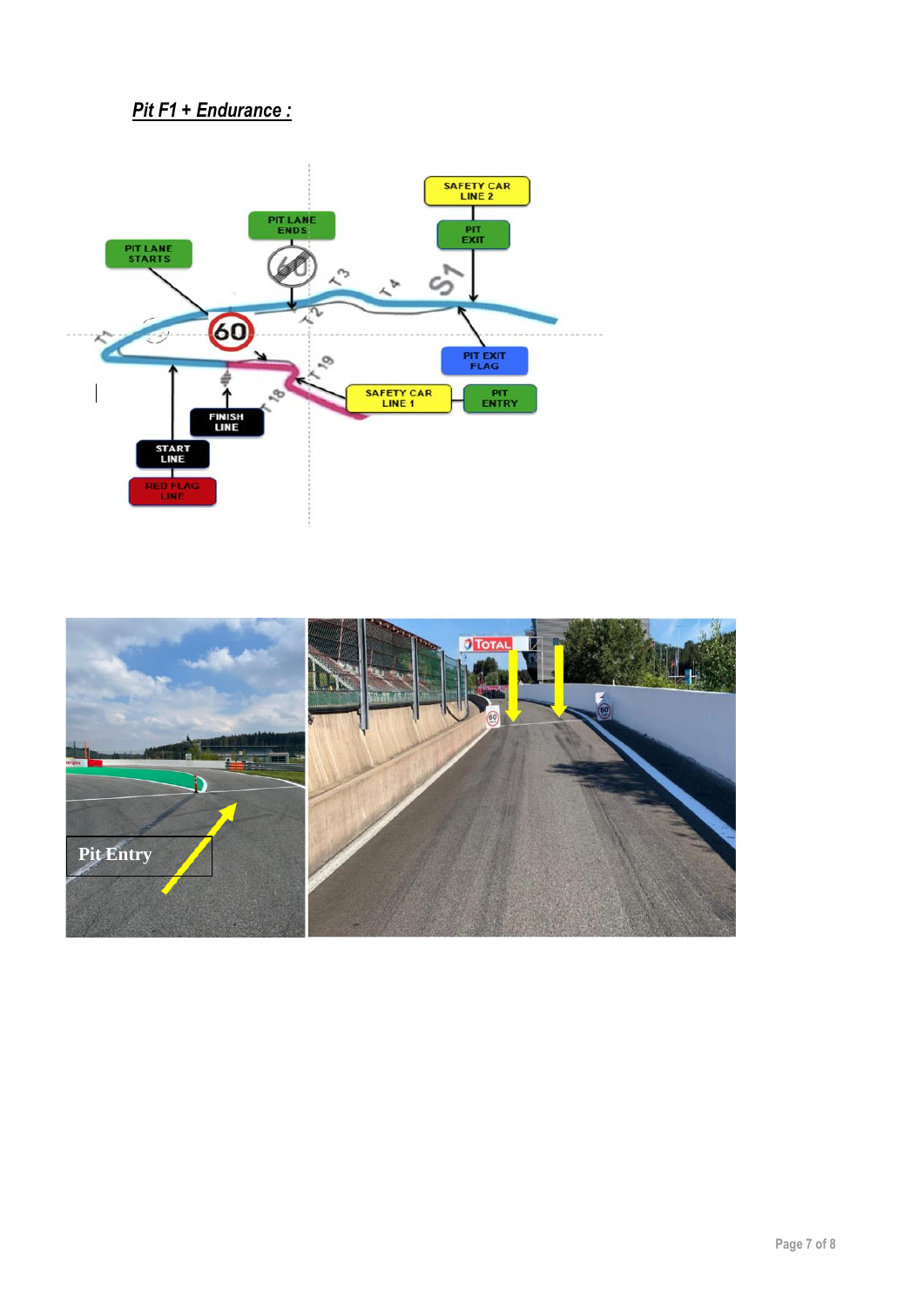***Pit F1 + Endurance :***

SAFETY CAR LINE 2

PIT LANE ENDS

PIT EXIT

PIT LANE STARTS

PIT EXIT FLAG

SAFETY CAR LINE 1

PIT ENTRY

FINISH LINE

START LINE

RED FLAG LINE

Pit Entry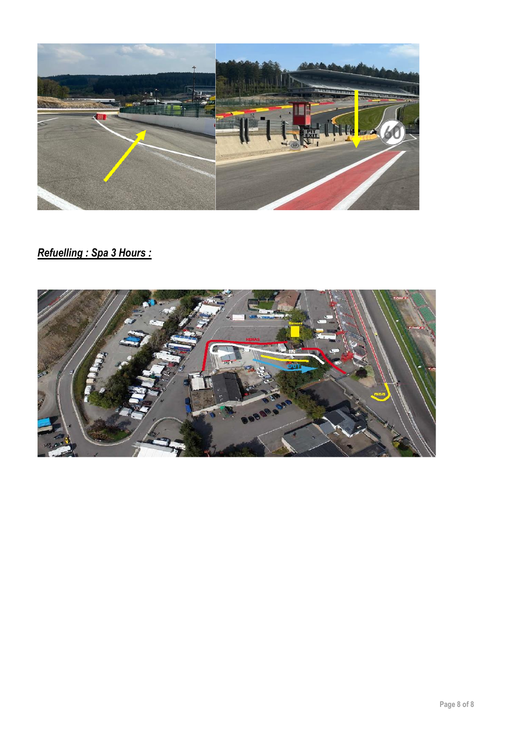***Refuelling : Spa 3 Hours :***